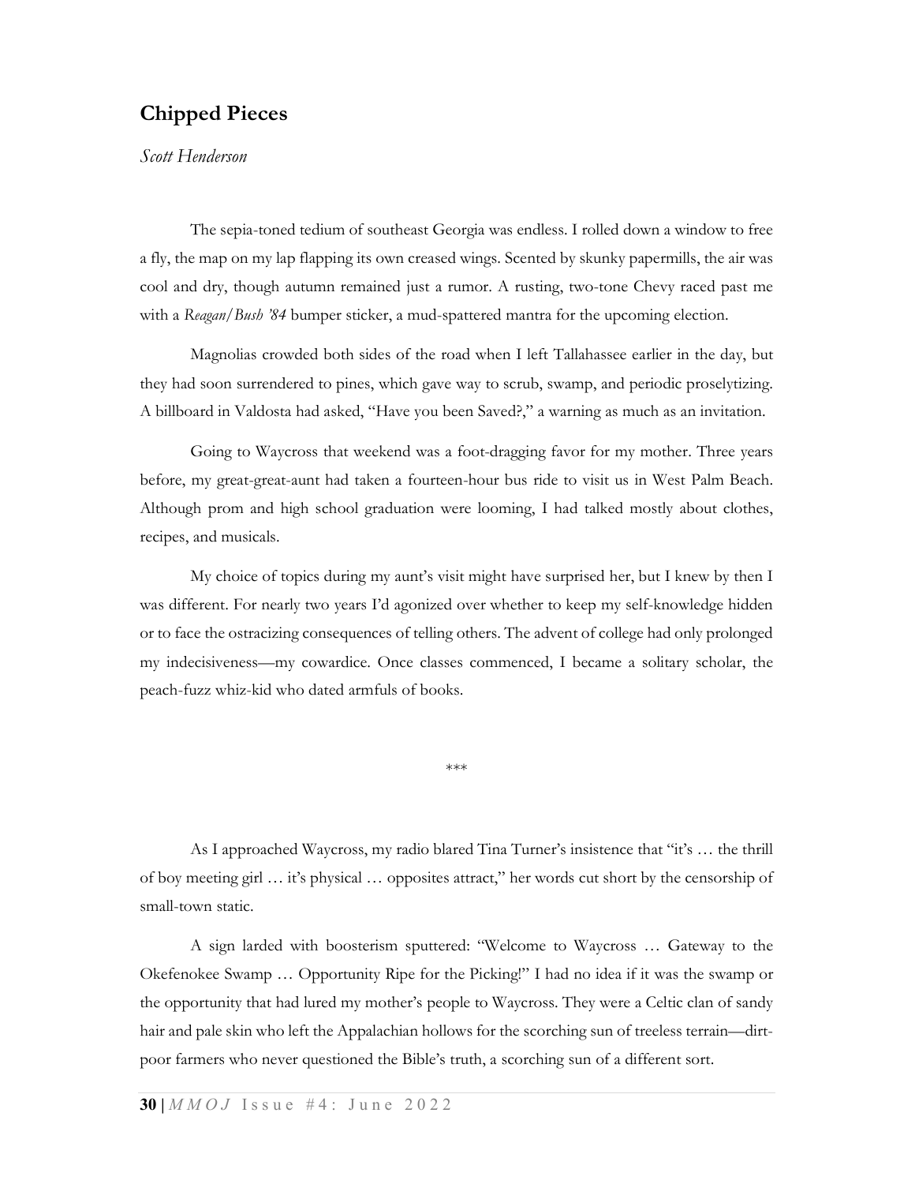# Chipped Pieces

*Scott Henderson*

The sepia-toned tedium of southeast Georgia was endless. I rolled down a window to free a fly, the map on my lap flapping its own creased wings. Scented by skunky papermills, the air was cool and dry, though autumn remained just a rumor. A rusting, two-tone Chevy raced past me with a *Reagan/Bush '84* bumper sticker, a mud-spattered mantra for the upcoming election.

Magnolias crowded both sides of the road when I left Tallahassee earlier in the day, but they had soon surrendered to pines, which gave way to scrub, swamp, and periodic proselytizing. A billboard in Valdosta had asked, "Have you been Saved?," a warning as much as an invitation.

Going to Waycross that weekend was a foot-dragging favor for my mother. Three years before, my great-great-aunt had taken a fourteen-hour bus ride to visit us in West Palm Beach. Although prom and high school graduation were looming, I had talked mostly about clothes, recipes, and musicals.

My choice of topics during my aunt's visit might have surprised her, but I knew by then I was different. For nearly two years I'd agonized over whether to keep my self-knowledge hidden or to face the ostracizing consequences of telling others. The advent of college had only prolonged my indecisiveness—my cowardice. Once classes commenced, I became a solitary scholar, the peach-fuzz whiz-kid who dated armfuls of books.

\*\*\*

As I approached Waycross, my radio blared Tina Turner's insistence that "it's … the thrill of boy meeting girl … it's physical … opposites attract," her words cut short by the censorship of small-town static.

A sign larded with boosterism sputtered: "Welcome to Waycross … Gateway to the Okefenokee Swamp … Opportunity Ripe for the Picking!" I had no idea if it was the swamp or the opportunity that had lured my mother's people to Waycross. They were a Celtic clan of sandy hair and pale skin who left the Appalachian hollows for the scorching sun of treeless terrain—dirt-poor farmers who never questioned the Bible's truth, a scorching sun of a different sort.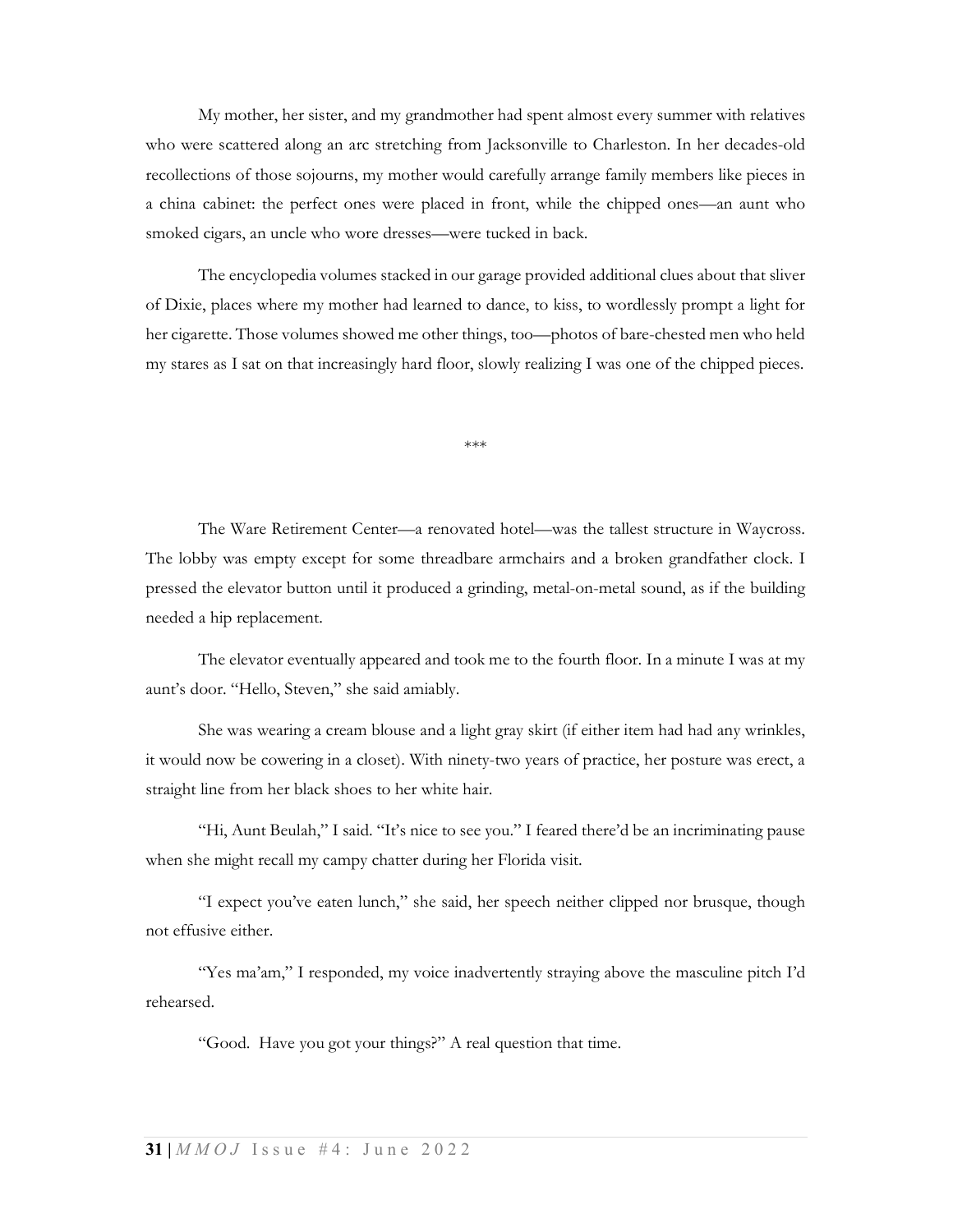My mother, her sister, and my grandmother had spent almost every summer with relatives who were scattered along an arc stretching from Jacksonville to Charleston. In her decades-old recollections of those sojourns, my mother would carefully arrange family members like pieces in a china cabinet: the perfect ones were placed in front, while the chipped ones—an aunt who smoked cigars, an uncle who wore dresses—were tucked in back.

The encyclopedia volumes stacked in our garage provided additional clues about that sliver of Dixie, places where my mother had learned to dance, to kiss, to wordlessly prompt a light for her cigarette. Those volumes showed me other things, too—photos of bare-chested men who held my stares as I sat on that increasingly hard floor, slowly realizing I was one of the chipped pieces.

***

The Ware Retirement Center—a renovated hotel—was the tallest structure in Waycross. The lobby was empty except for some threadbare armchairs and a broken grandfather clock. I pressed the elevator button until it produced a grinding, metal-on-metal sound, as if the building needed a hip replacement.

The elevator eventually appeared and took me to the fourth floor. In a minute I was at my aunt's door. "Hello, Steven," she said amiably.

She was wearing a cream blouse and a light gray skirt (if either item had had any wrinkles, it would now be cowering in a closet). With ninety-two years of practice, her posture was erect, a straight line from her black shoes to her white hair.

"Hi, Aunt Beulah," I said. "It's nice to see you." I feared there'd be an incriminating pause when she might recall my campy chatter during her Florida visit.

"I expect you've eaten lunch," she said, her speech neither clipped nor brusque, though not effusive either.

"Yes ma'am," I responded, my voice inadvertently straying above the masculine pitch I'd rehearsed.

"Good. Have you got your things?" A real question that time.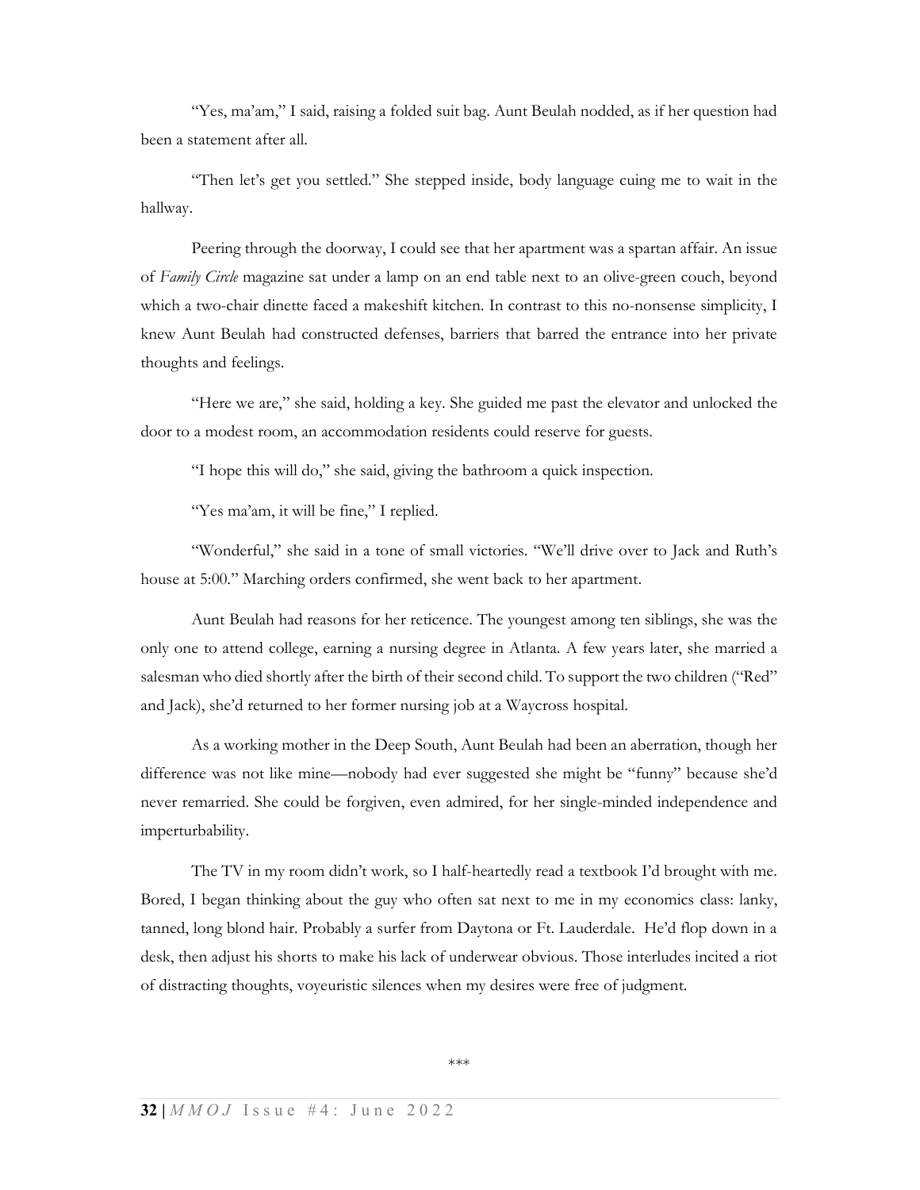"Yes, ma'am," I said, raising a folded suit bag. Aunt Beulah nodded, as if her question had been a statement after all.

"Then let's get you settled." She stepped inside, body language cuing me to wait in the hallway.

Peering through the doorway, I could see that her apartment was a spartan affair. An issue of *Family Circle* magazine sat under a lamp on an end table next to an olive-green couch, beyond which a two-chair dinette faced a makeshift kitchen. In contrast to this no-nonsense simplicity, I knew Aunt Beulah had constructed defenses, barriers that barred the entrance into her private thoughts and feelings.

"Here we are," she said, holding a key. She guided me past the elevator and unlocked the door to a modest room, an accommodation residents could reserve for guests.

"I hope this will do," she said, giving the bathroom a quick inspection.

"Yes ma'am, it will be fine," I replied.

"Wonderful," she said in a tone of small victories. "We'll drive over to Jack and Ruth's house at 5:00." Marching orders confirmed, she went back to her apartment.

Aunt Beulah had reasons for her reticence. The youngest among ten siblings, she was the only one to attend college, earning a nursing degree in Atlanta. A few years later, she married a salesman who died shortly after the birth of their second child. To support the two children ("Red" and Jack), she'd returned to her former nursing job at a Waycross hospital.

As a working mother in the Deep South, Aunt Beulah had been an aberration, though her difference was not like mine—nobody had ever suggested she might be "funny" because she'd never remarried. She could be forgiven, even admired, for her single-minded independence and imperturbability.

The TV in my room didn't work, so I half-heartedly read a textbook I'd brought with me. Bored, I began thinking about the guy who often sat next to me in my economics class: lanky, tanned, long blond hair. Probably a surfer from Daytona or Ft. Lauderdale. He'd flop down in a desk, then adjust his shorts to make his lack of underwear obvious. Those interludes incited a riot of distracting thoughts, voyeuristic silences when my desires were free of judgment.

\*\*\*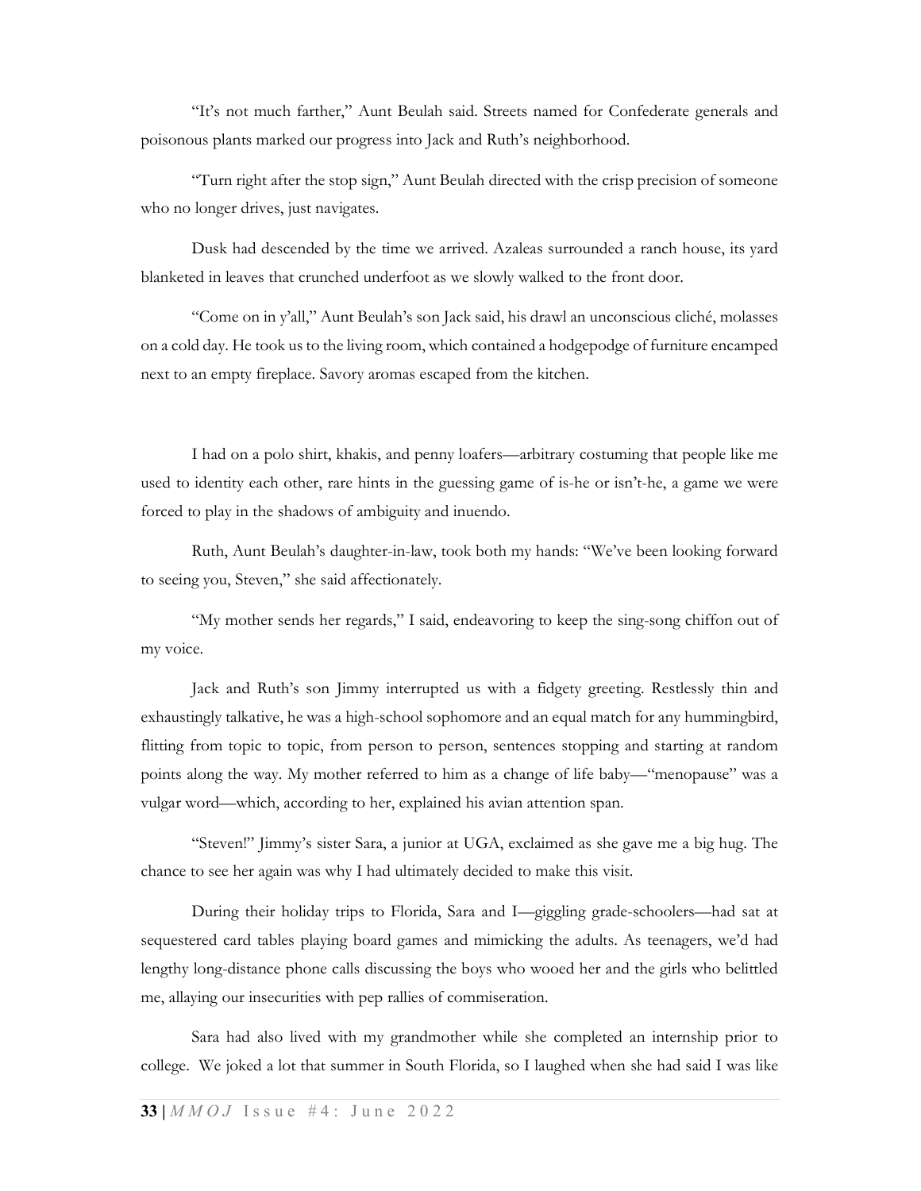"It's not much farther," Aunt Beulah said. Streets named for Confederate generals and poisonous plants marked our progress into Jack and Ruth's neighborhood.

"Turn right after the stop sign," Aunt Beulah directed with the crisp precision of someone who no longer drives, just navigates.

Dusk had descended by the time we arrived. Azaleas surrounded a ranch house, its yard blanketed in leaves that crunched underfoot as we slowly walked to the front door.

"Come on in y'all," Aunt Beulah's son Jack said, his drawl an unconscious cliché, molasses on a cold day. He took us to the living room, which contained a hodgepodge of furniture encamped next to an empty fireplace. Savory aromas escaped from the kitchen.

I had on a polo shirt, khakis, and penny loafers—arbitrary costuming that people like me used to identity each other, rare hints in the guessing game of is-he or isn't-he, a game we were forced to play in the shadows of ambiguity and inuendo.

Ruth, Aunt Beulah's daughter-in-law, took both my hands: "We've been looking forward to seeing you, Steven," she said affectionately.

"My mother sends her regards," I said, endeavoring to keep the sing-song chiffon out of my voice.

Jack and Ruth's son Jimmy interrupted us with a fidgety greeting. Restlessly thin and exhaustingly talkative, he was a high-school sophomore and an equal match for any hummingbird, flitting from topic to topic, from person to person, sentences stopping and starting at random points along the way. My mother referred to him as a change of life baby—"menopause" was a vulgar word—which, according to her, explained his avian attention span.

"Steven!" Jimmy's sister Sara, a junior at UGA, exclaimed as she gave me a big hug. The chance to see her again was why I had ultimately decided to make this visit.

During their holiday trips to Florida, Sara and I—giggling grade-schoolers—had sat at sequestered card tables playing board games and mimicking the adults. As teenagers, we'd had lengthy long-distance phone calls discussing the boys who wooed her and the girls who belittled me, allaying our insecurities with pep rallies of commiseration.

Sara had also lived with my grandmother while she completed an internship prior to college. We joked a lot that summer in South Florida, so I laughed when she had said I was like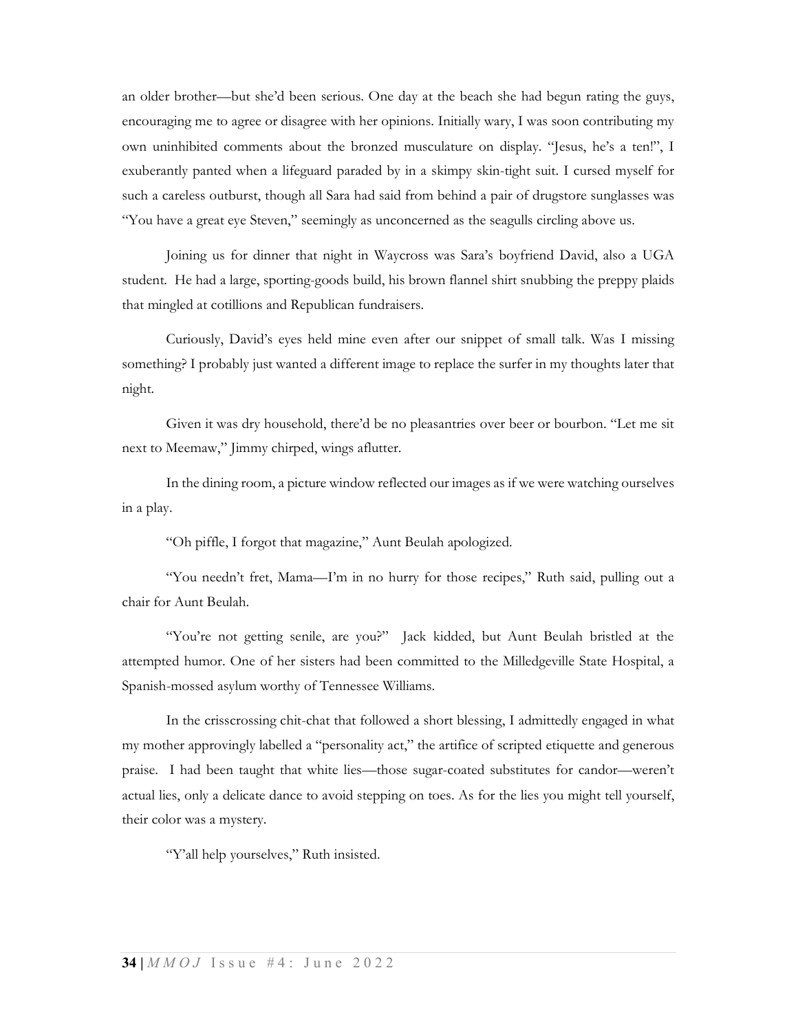an older brother—but she'd been serious. One day at the beach she had begun rating the guys, encouraging me to agree or disagree with her opinions. Initially wary, I was soon contributing my own uninhibited comments about the bronzed musculature on display. "Jesus, he's a ten!", I exuberantly panted when a lifeguard paraded by in a skimpy skin-tight suit. I cursed myself for such a careless outburst, though all Sara had said from behind a pair of drugstore sunglasses was "You have a great eye Steven," seemingly as unconcerned as the seagulls circling above us.

Joining us for dinner that night in Waycross was Sara's boyfriend David, also a UGA student. He had a large, sporting-goods build, his brown flannel shirt snubbing the preppy plaids that mingled at cotillions and Republican fundraisers.

Curiously, David's eyes held mine even after our snippet of small talk. Was I missing something? I probably just wanted a different image to replace the surfer in my thoughts later that night.

Given it was dry household, there'd be no pleasantries over beer or bourbon. "Let me sit next to Meemaw," Jimmy chirped, wings aflutter.

In the dining room, a picture window reflected our images as if we were watching ourselves in a play.

"Oh piffle, I forgot that magazine," Aunt Beulah apologized.

"You needn't fret, Mama—I'm in no hurry for those recipes," Ruth said, pulling out a chair for Aunt Beulah.

"You're not getting senile, are you?" Jack kidded, but Aunt Beulah bristled at the attempted humor. One of her sisters had been committed to the Milledgeville State Hospital, a Spanish-mossed asylum worthy of Tennessee Williams.

In the crisscrossing chit-chat that followed a short blessing, I admittedly engaged in what my mother approvingly labelled a "personality act," the artifice of scripted etiquette and generous praise. I had been taught that white lies—those sugar-coated substitutes for candor—weren't actual lies, only a delicate dance to avoid stepping on toes. As for the lies you might tell yourself, their color was a mystery.

"Y'all help yourselves," Ruth insisted.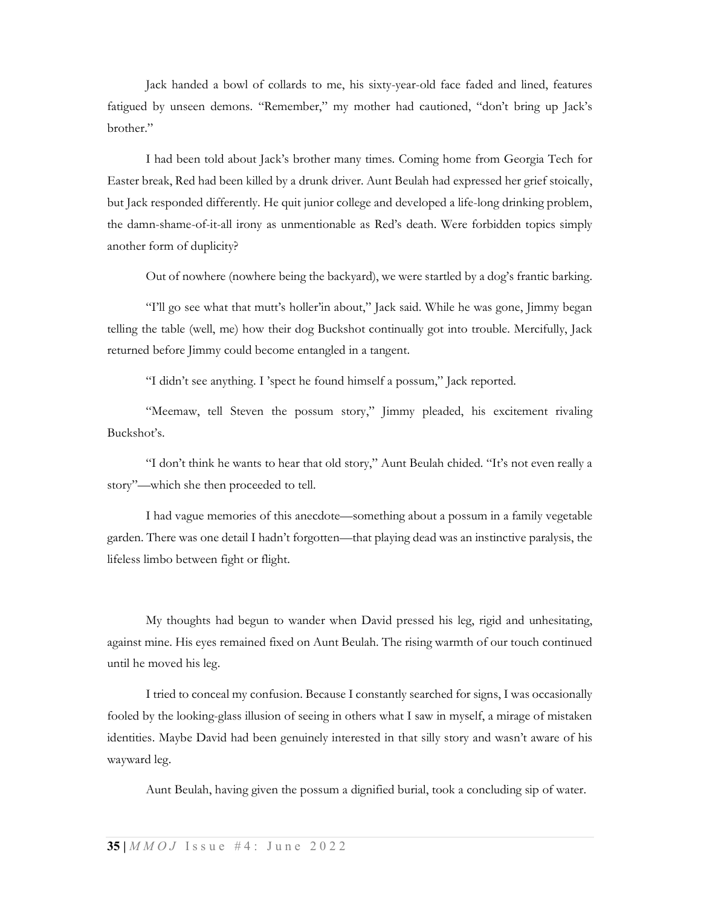Jack handed a bowl of collards to me, his sixty-year-old face faded and lined, features fatigued by unseen demons. "Remember," my mother had cautioned, "don't bring up Jack's brother."

I had been told about Jack's brother many times. Coming home from Georgia Tech for Easter break, Red had been killed by a drunk driver. Aunt Beulah had expressed her grief stoically, but Jack responded differently. He quit junior college and developed a life-long drinking problem, the damn-shame-of-it-all irony as unmentionable as Red's death. Were forbidden topics simply another form of duplicity?

Out of nowhere (nowhere being the backyard), we were startled by a dog's frantic barking.

"I'll go see what that mutt's holler'in about," Jack said. While he was gone, Jimmy began telling the table (well, me) how their dog Buckshot continually got into trouble. Mercifully, Jack returned before Jimmy could become entangled in a tangent.

"I didn't see anything. I 'spect he found himself a possum," Jack reported.

"Meemaw, tell Steven the possum story," Jimmy pleaded, his excitement rivaling Buckshot's.

"I don't think he wants to hear that old story," Aunt Beulah chided. "It's not even really a story"—which she then proceeded to tell.

I had vague memories of this anecdote—something about a possum in a family vegetable garden. There was one detail I hadn't forgotten—that playing dead was an instinctive paralysis, the lifeless limbo between fight or flight.

My thoughts had begun to wander when David pressed his leg, rigid and unhesitating, against mine. His eyes remained fixed on Aunt Beulah. The rising warmth of our touch continued until he moved his leg.

I tried to conceal my confusion. Because I constantly searched for signs, I was occasionally fooled by the looking-glass illusion of seeing in others what I saw in myself, a mirage of mistaken identities. Maybe David had been genuinely interested in that silly story and wasn't aware of his wayward leg.

Aunt Beulah, having given the possum a dignified burial, took a concluding sip of water.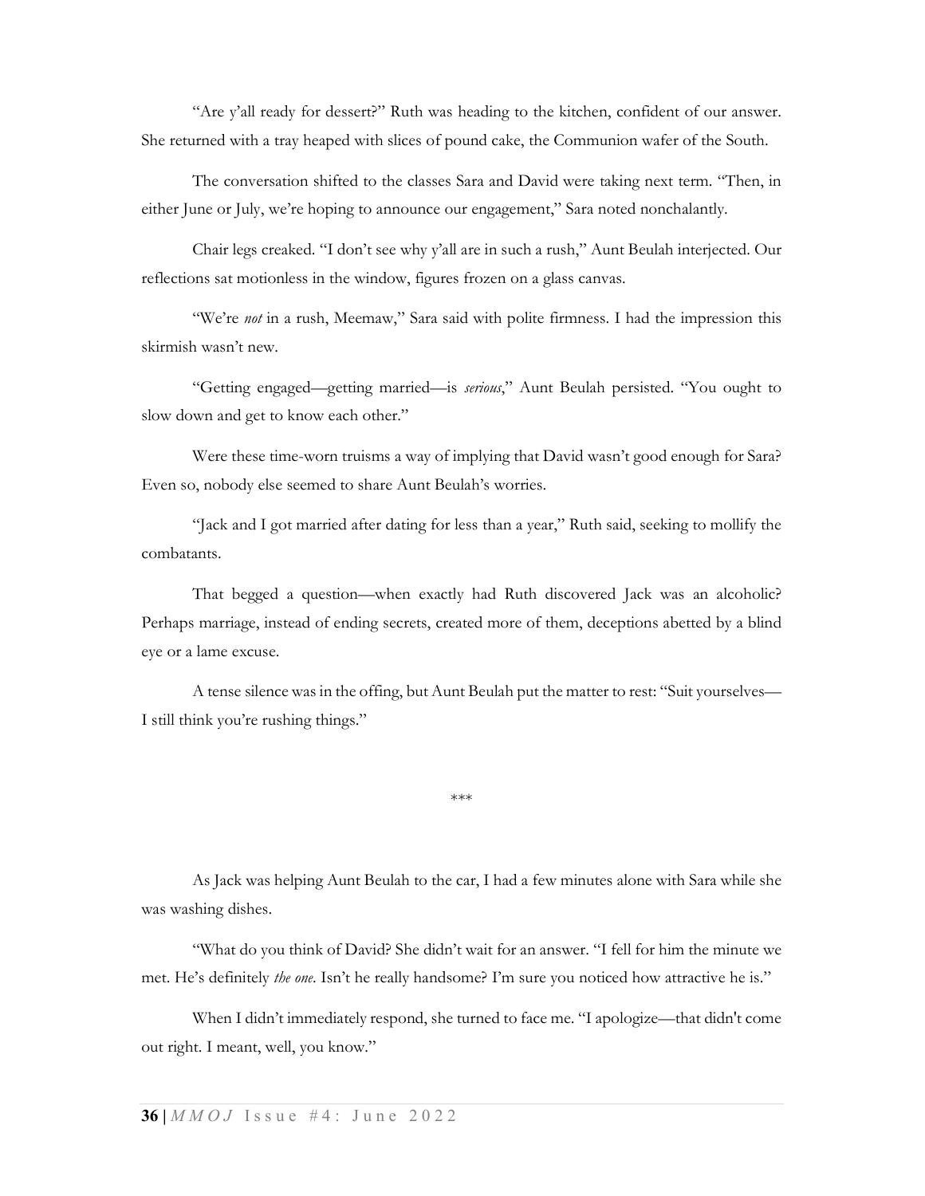"Are y'all ready for dessert?" Ruth was heading to the kitchen, confident of our answer. She returned with a tray heaped with slices of pound cake, the Communion wafer of the South.

The conversation shifted to the classes Sara and David were taking next term. "Then, in either June or July, we're hoping to announce our engagement," Sara noted nonchalantly.

Chair legs creaked. "I don't see why y'all are in such a rush," Aunt Beulah interjected. Our reflections sat motionless in the window, figures frozen on a glass canvas.

"We're *not* in a rush, Meemaw," Sara said with polite firmness. I had the impression this skirmish wasn't new.

"Getting engaged—getting married—is *serious*," Aunt Beulah persisted. "You ought to slow down and get to know each other."

Were these time-worn truisms a way of implying that David wasn't good enough for Sara? Even so, nobody else seemed to share Aunt Beulah's worries.

"Jack and I got married after dating for less than a year," Ruth said, seeking to mollify the combatants.

That begged a question—when exactly had Ruth discovered Jack was an alcoholic? Perhaps marriage, instead of ending secrets, created more of them, deceptions abetted by a blind eye or a lame excuse.

A tense silence was in the offing, but Aunt Beulah put the matter to rest: "Suit yourselves—I still think you're rushing things."

***

As Jack was helping Aunt Beulah to the car, I had a few minutes alone with Sara while she was washing dishes.

"What do you think of David? She didn't wait for an answer. "I fell for him the minute we met. He's definitely *the one*. Isn't he really handsome? I'm sure you noticed how attractive he is."

When I didn't immediately respond, she turned to face me. "I apologize—that didn't come out right. I meant, well, you know."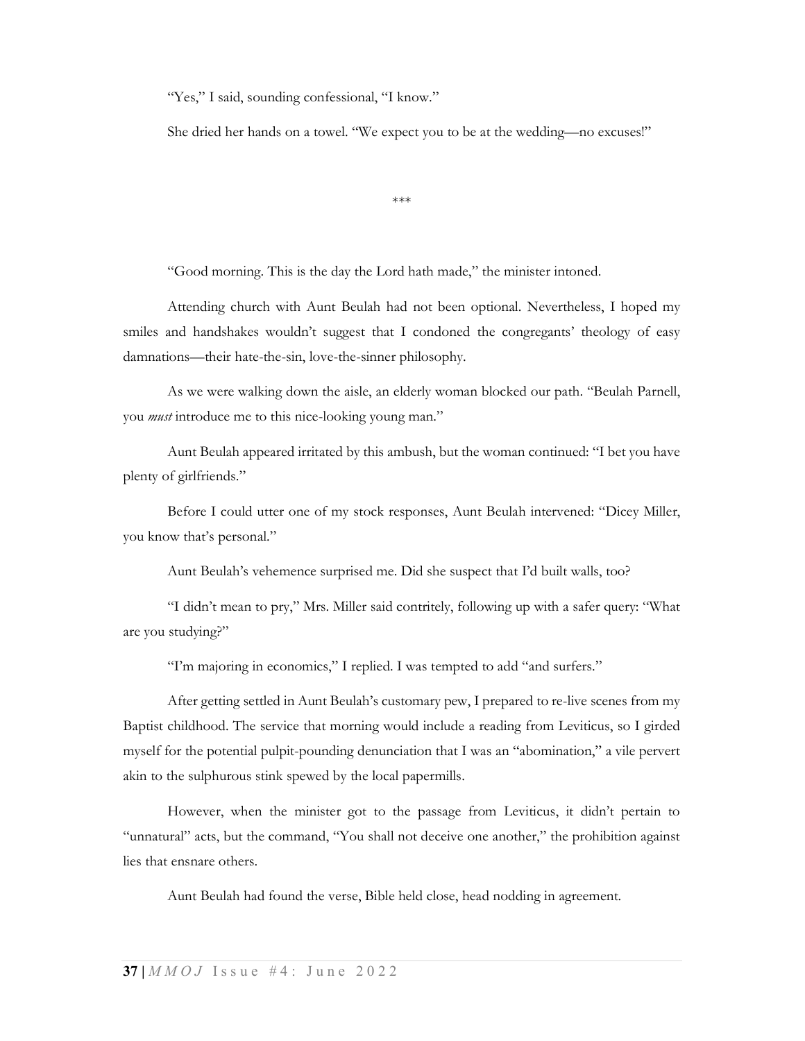"Yes," I said, sounding confessional, "I know."

She dried her hands on a towel. "We expect you to be at the wedding—no excuses!"

***

"Good morning. This is the day the Lord hath made," the minister intoned.

Attending church with Aunt Beulah had not been optional. Nevertheless, I hoped my smiles and handshakes wouldn't suggest that I condoned the congregants' theology of easy damnations—their hate-the-sin, love-the-sinner philosophy.

As we were walking down the aisle, an elderly woman blocked our path. "Beulah Parnell, you *must* introduce me to this nice-looking young man."

Aunt Beulah appeared irritated by this ambush, but the woman continued: "I bet you have plenty of girlfriends."

Before I could utter one of my stock responses, Aunt Beulah intervened: "Dicey Miller, you know that's personal."

Aunt Beulah's vehemence surprised me. Did she suspect that I'd built walls, too?

"I didn't mean to pry," Mrs. Miller said contritely, following up with a safer query: "What are you studying?"

"I'm majoring in economics," I replied. I was tempted to add "and surfers."

After getting settled in Aunt Beulah's customary pew, I prepared to re-live scenes from my Baptist childhood. The service that morning would include a reading from Leviticus, so I girded myself for the potential pulpit-pounding denunciation that I was an "abomination," a vile pervert akin to the sulphurous stink spewed by the local papermills.

However, when the minister got to the passage from Leviticus, it didn't pertain to "unnatural" acts, but the command, "You shall not deceive one another," the prohibition against lies that ensnare others.

Aunt Beulah had found the verse, Bible held close, head nodding in agreement.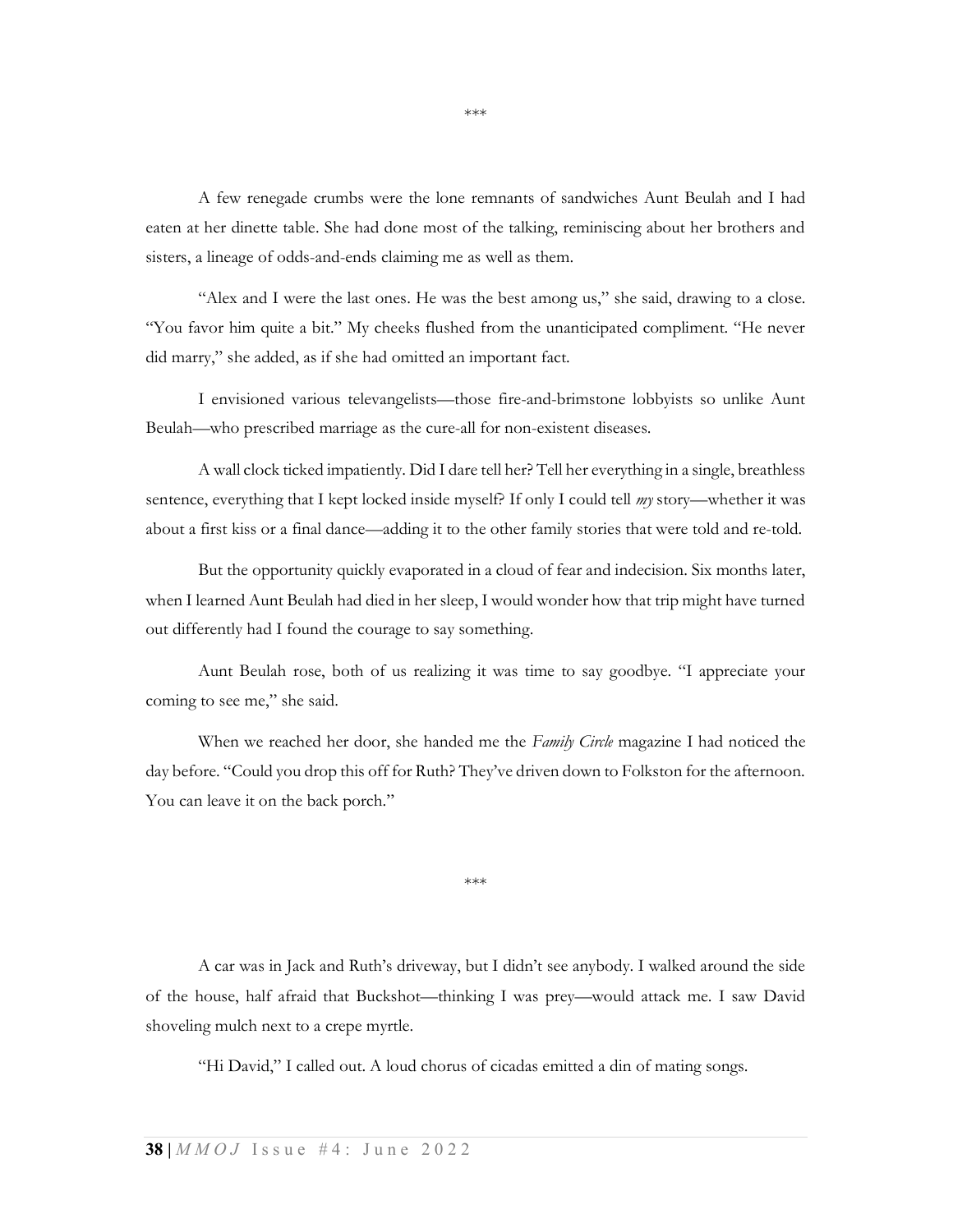\*\*\*

A few renegade crumbs were the lone remnants of sandwiches Aunt Beulah and I had eaten at her dinette table. She had done most of the talking, reminiscing about her brothers and sisters, a lineage of odds-and-ends claiming me as well as them.

"Alex and I were the last ones. He was the best among us," she said, drawing to a close. "You favor him quite a bit." My cheeks flushed from the unanticipated compliment. "He never did marry," she added, as if she had omitted an important fact.

I envisioned various televangelists—those fire-and-brimstone lobbyists so unlike Aunt Beulah—who prescribed marriage as the cure-all for non-existent diseases.

A wall clock ticked impatiently. Did I dare tell her? Tell her everything in a single, breathless sentence, everything that I kept locked inside myself? If only I could tell *my* story—whether it was about a first kiss or a final dance—adding it to the other family stories that were told and re-told.

But the opportunity quickly evaporated in a cloud of fear and indecision. Six months later, when I learned Aunt Beulah had died in her sleep, I would wonder how that trip might have turned out differently had I found the courage to say something.

Aunt Beulah rose, both of us realizing it was time to say goodbye. "I appreciate your coming to see me," she said.

When we reached her door, she handed me the *Family Circle* magazine I had noticed the day before. "Could you drop this off for Ruth? They've driven down to Folkston for the afternoon. You can leave it on the back porch."

\*\*\*

A car was in Jack and Ruth's driveway, but I didn't see anybody. I walked around the side of the house, half afraid that Buckshot—thinking I was prey—would attack me. I saw David shoveling mulch next to a crepe myrtle.

"Hi David," I called out. A loud chorus of cicadas emitted a din of mating songs.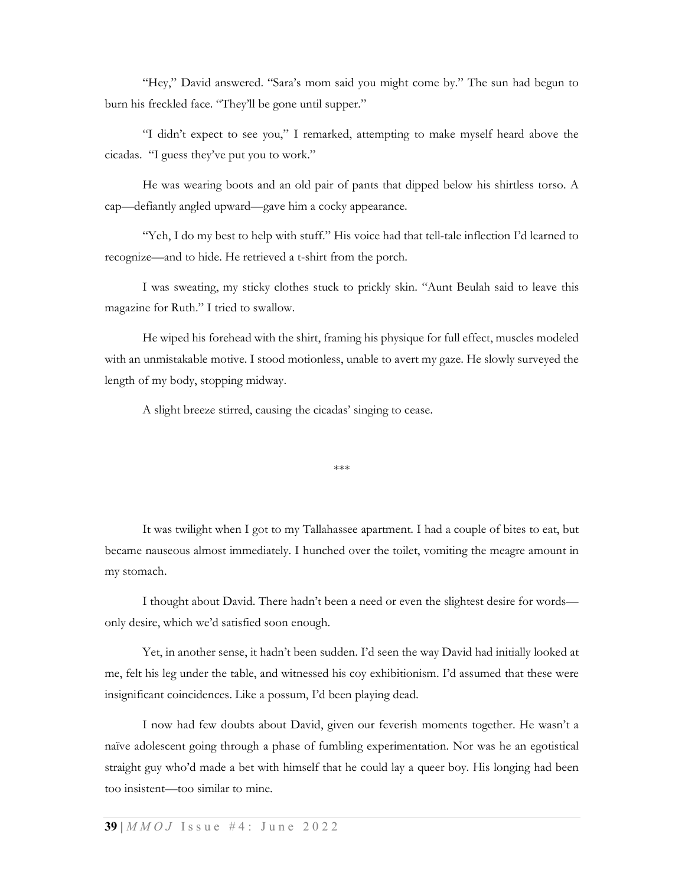"Hey," David answered. "Sara's mom said you might come by." The sun had begun to burn his freckled face. "They'll be gone until supper."

"I didn't expect to see you," I remarked, attempting to make myself heard above the cicadas. "I guess they've put you to work."

He was wearing boots and an old pair of pants that dipped below his shirtless torso. A cap—defiantly angled upward—gave him a cocky appearance.

"Yeh, I do my best to help with stuff." His voice had that tell-tale inflection I'd learned to recognize—and to hide. He retrieved a t-shirt from the porch.

I was sweating, my sticky clothes stuck to prickly skin. "Aunt Beulah said to leave this magazine for Ruth." I tried to swallow.

He wiped his forehead with the shirt, framing his physique for full effect, muscles modeled with an unmistakable motive. I stood motionless, unable to avert my gaze. He slowly surveyed the length of my body, stopping midway.

A slight breeze stirred, causing the cicadas' singing to cease.

\*\*\*

It was twilight when I got to my Tallahassee apartment. I had a couple of bites to eat, but became nauseous almost immediately. I hunched over the toilet, vomiting the meagre amount in my stomach.

I thought about David. There hadn't been a need or even the slightest desire for words—only desire, which we'd satisfied soon enough.

Yet, in another sense, it hadn't been sudden. I'd seen the way David had initially looked at me, felt his leg under the table, and witnessed his coy exhibitionism. I'd assumed that these were insignificant coincidences. Like a possum, I'd been playing dead.

I now had few doubts about David, given our feverish moments together. He wasn't a naïve adolescent going through a phase of fumbling experimentation. Nor was he an egotistical straight guy who'd made a bet with himself that he could lay a queer boy. His longing had been too insistent—too similar to mine.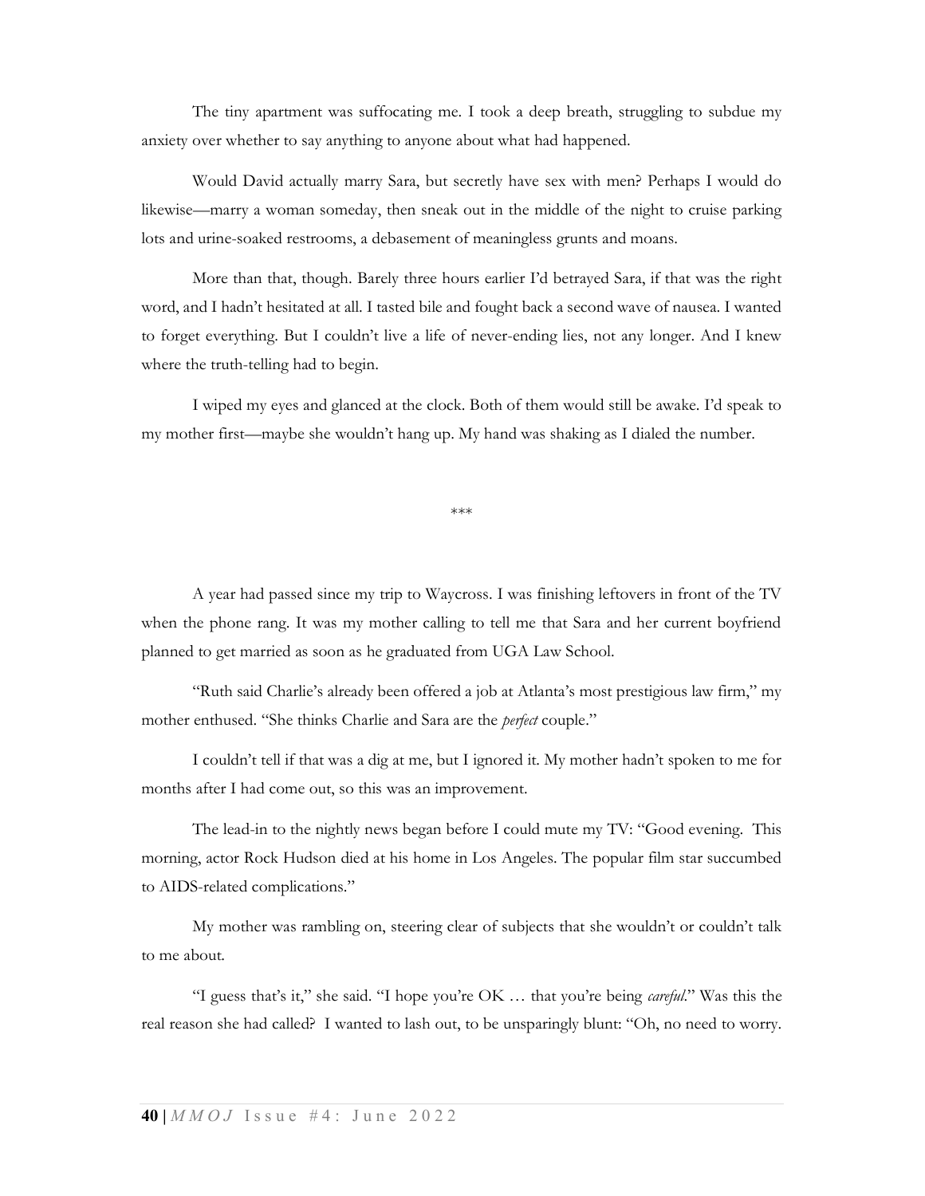The tiny apartment was suffocating me. I took a deep breath, struggling to subdue my anxiety over whether to say anything to anyone about what had happened.

Would David actually marry Sara, but secretly have sex with men? Perhaps I would do likewise—marry a woman someday, then sneak out in the middle of the night to cruise parking lots and urine-soaked restrooms, a debasement of meaningless grunts and moans.

More than that, though. Barely three hours earlier I'd betrayed Sara, if that was the right word, and I hadn't hesitated at all. I tasted bile and fought back a second wave of nausea. I wanted to forget everything. But I couldn't live a life of never-ending lies, not any longer. And I knew where the truth-telling had to begin.

I wiped my eyes and glanced at the clock. Both of them would still be awake. I'd speak to my mother first—maybe she wouldn't hang up. My hand was shaking as I dialed the number.

***

A year had passed since my trip to Waycross. I was finishing leftovers in front of the TV when the phone rang. It was my mother calling to tell me that Sara and her current boyfriend planned to get married as soon as he graduated from UGA Law School.

"Ruth said Charlie's already been offered a job at Atlanta's most prestigious law firm," my mother enthused. "She thinks Charlie and Sara are the *perfect* couple."

I couldn't tell if that was a dig at me, but I ignored it. My mother hadn't spoken to me for months after I had come out, so this was an improvement.

The lead-in to the nightly news began before I could mute my TV: "Good evening. This morning, actor Rock Hudson died at his home in Los Angeles. The popular film star succumbed to AIDS-related complications."

My mother was rambling on, steering clear of subjects that she wouldn't or couldn't talk to me about.

"I guess that's it," she said. "I hope you're OK … that you're being *careful*." Was this the real reason she had called? I wanted to lash out, to be unsparingly blunt: "Oh, no need to worry.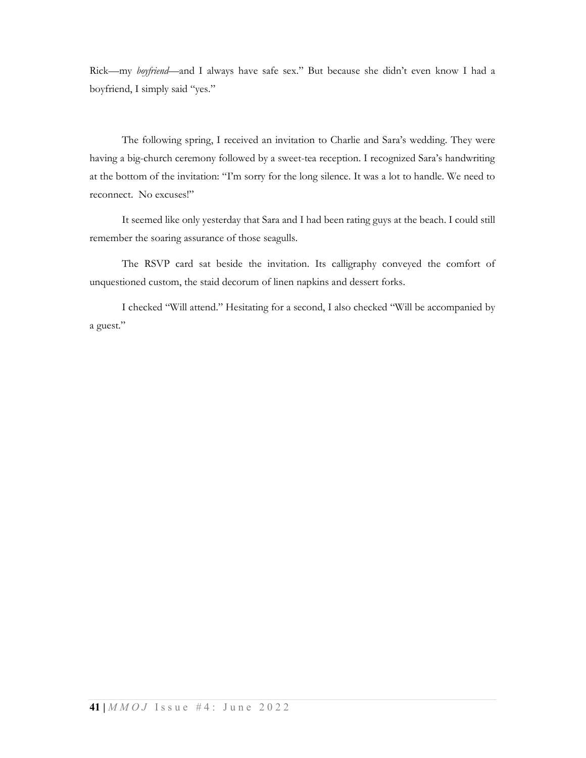Rick—my *boyfriend*—and I always have safe sex." But because she didn't even know I had a boyfriend, I simply said "yes."

The following spring, I received an invitation to Charlie and Sara's wedding. They were having a big-church ceremony followed by a sweet-tea reception. I recognized Sara's handwriting at the bottom of the invitation: "I'm sorry for the long silence. It was a lot to handle. We need to reconnect. No excuses!"

It seemed like only yesterday that Sara and I had been rating guys at the beach. I could still remember the soaring assurance of those seagulls.

The RSVP card sat beside the invitation. Its calligraphy conveyed the comfort of unquestioned custom, the staid decorum of linen napkins and dessert forks.

I checked "Will attend." Hesitating for a second, I also checked "Will be accompanied by a guest."